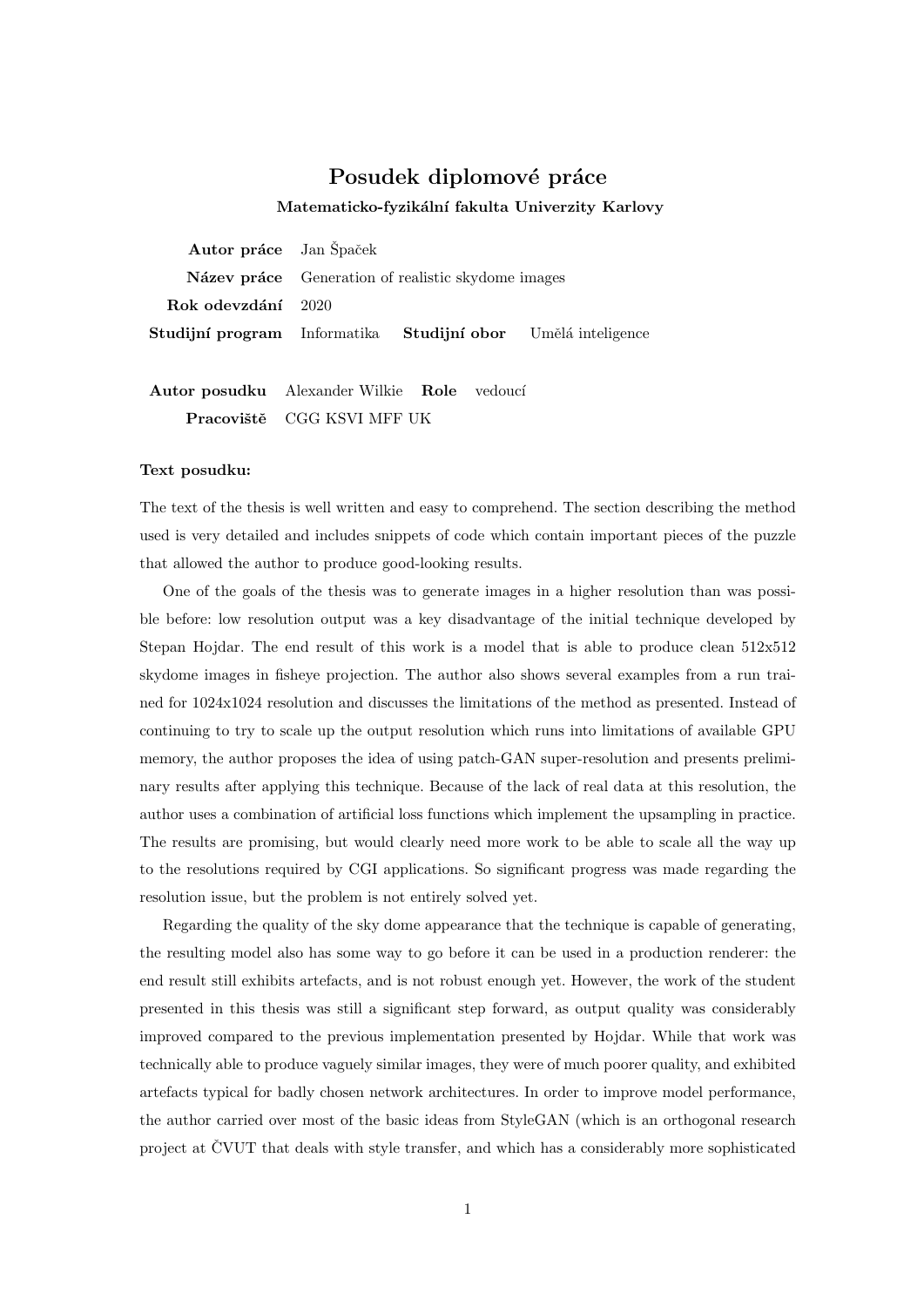# Posudek diplomové práce

**Matematicko-fyzikální fakulta Univerzity Karlovy**

| | |
|---|---|
| **Autor práce** | Jan Špaček |
| **Název práce** | Generation of realistic skydome images |
| **Rok odevzdání** | 2020 |
| **Studijní program** | Informatika **Studijní obor** Umělá inteligence |

| | |
|---|---|
| **Autor posudku** | Alexander Wilkie **Role** vedoucí |
| **Pracoviště** | CGG KSVI MFF UK |

**Text posudku:**

The text of the thesis is well written and easy to comprehend. The section describing the method used is very detailed and includes snippets of code which contain important pieces of the puzzle that allowed the author to produce good-looking results.

One of the goals of the thesis was to generate images in a higher resolution than was possible before: low resolution output was a key disadvantage of the initial technique developed by Stepan Hojdar. The end result of this work is a model that is able to produce clean 512x512 skydome images in fisheye projection. The author also shows several examples from a run trained for 1024x1024 resolution and discusses the limitations of the method as presented. Instead of continuing to try to scale up the output resolution which runs into limitations of available GPU memory, the author proposes the idea of using patch-GAN super-resolution and presents preliminary results after applying this technique. Because of the lack of real data at this resolution, the author uses a combination of artificial loss functions which implement the upsampling in practice. The results are promising, but would clearly need more work to be able to scale all the way up to the resolutions required by CGI applications. So significant progress was made regarding the resolution issue, but the problem is not entirely solved yet.

Regarding the quality of the sky dome appearance that the technique is capable of generating, the resulting model also has some way to go before it can be used in a production renderer: the end result still exhibits artefacts, and is not robust enough yet. However, the work of the student presented in this thesis was still a significant step forward, as output quality was considerably improved compared to the previous implementation presented by Hojdar. While that work was technically able to produce vaguely similar images, they were of much poorer quality, and exhibited artefacts typical for badly chosen network architectures. In order to improve model performance, the author carried over most of the basic ideas from StyleGAN (which is an orthogonal research project at ČVUT that deals with style transfer, and which has a considerably more sophisticated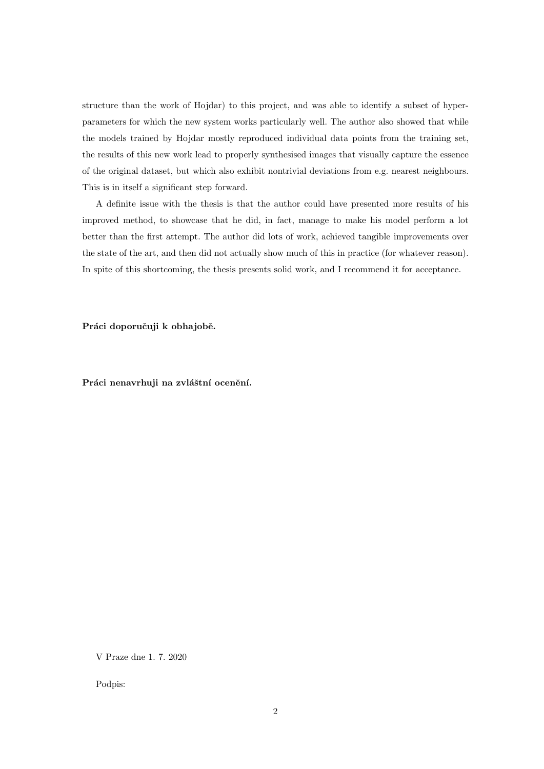structure than the work of Hojdar) to this project, and was able to identify a subset of hyperparameters for which the new system works particularly well. The author also showed that while the models trained by Hojdar mostly reproduced individual data points from the training set, the results of this new work lead to properly synthesised images that visually capture the essence of the original dataset, but which also exhibit nontrivial deviations from e.g. nearest neighbours. This is in itself a significant step forward.

A definite issue with the thesis is that the author could have presented more results of his improved method, to showcase that he did, in fact, manage to make his model perform a lot better than the first attempt. The author did lots of work, achieved tangible improvements over the state of the art, and then did not actually show much of this in practice (for whatever reason). In spite of this shortcoming, the thesis presents solid work, and I recommend it for acceptance.

**Práci doporučuji k obhajobě.**

**Práci nenavrhuji na zvláštní ocenění.**

V Praze dne 1. 7. 2020

Podpis: